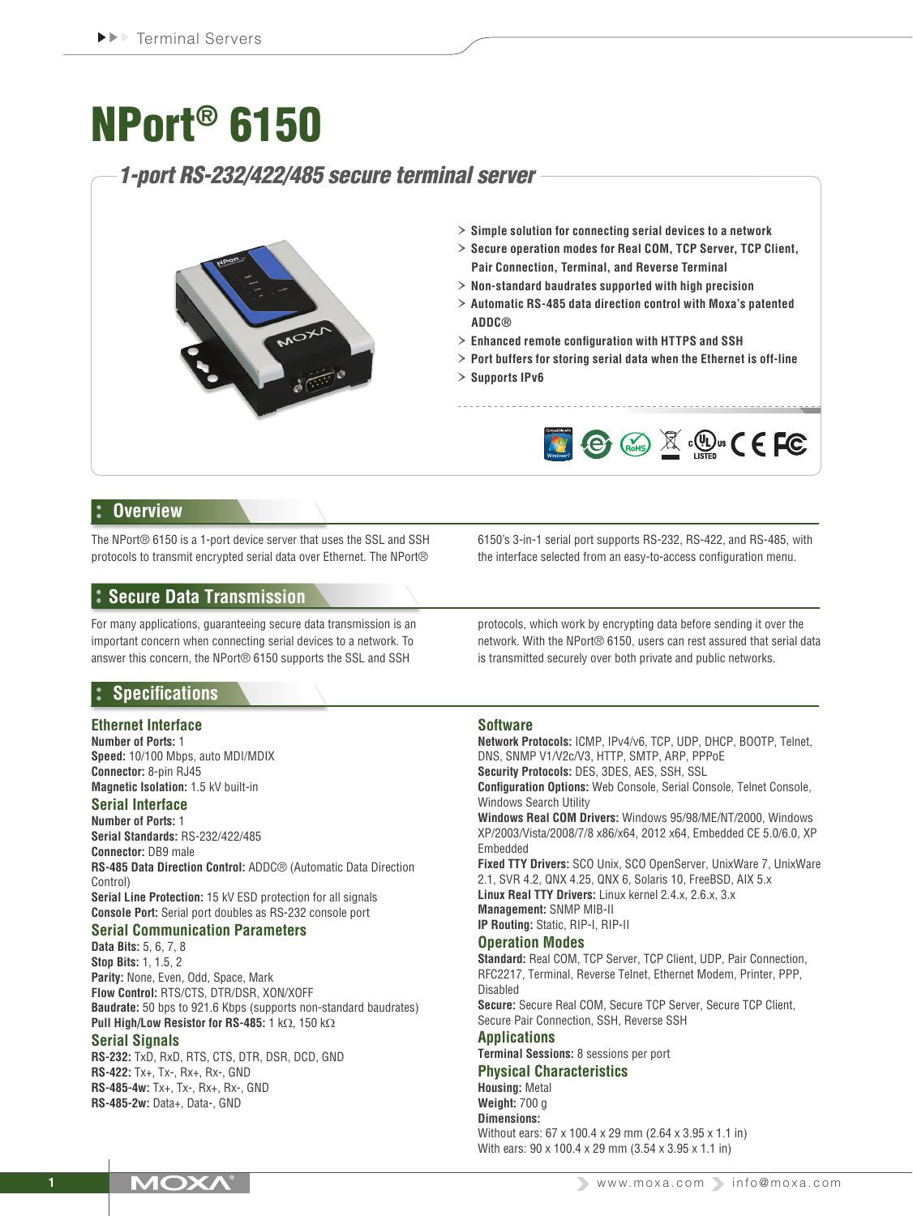# NPort® 6150

## *1-port RS-232/422/485 secure terminal server*

- Simple solution for connecting serial devices to a network
- Secure operation modes for Real COM, TCP Server, TCP Client, Pair Connection, Terminal, and Reverse Terminal
- Non-standard baudrates supported with high precision
- Automatic RS-485 data direction control with Moxa's patented ADDC®
- Enhanced remote configuration with HTTPS and SSH
- Port buffers for storing serial data when the Ethernet is off-line
- Supports IPv6

## Overview

The NPort® 6150 is a 1-port device server that uses the SSL and SSH protocols to transmit encrypted serial data over Ethernet. The NPort® 6150's 3-in-1 serial port supports RS-232, RS-422, and RS-485, with the interface selected from an easy-to-access configuration menu.

## Secure Data Transmission

For many applications, guaranteeing secure data transmission is an important concern when connecting serial devices to a network. To answer this concern, the NPort® 6150 supports the SSL and SSH protocols, which work by encrypting data before sending it over the network. With the NPort® 6150, users can rest assured that serial data is transmitted securely over both private and public networks.

## Specifications

### Ethernet Interface

**Number of Ports:** 1
**Speed:** 10/100 Mbps, auto MDI/MDIX
**Connector:** 8-pin RJ45
**Magnetic Isolation:** 1.5 kV built-in

### Serial Interface

**Number of Ports:** 1
**Serial Standards:** RS-232/422/485
**Connector:** DB9 male
**RS-485 Data Direction Control:** ADDC® (Automatic Data Direction Control)
**Serial Line Protection:** 15 kV ESD protection for all signals
**Console Port:** Serial port doubles as RS-232 console port

### Serial Communication Parameters

**Data Bits:** 5, 6, 7, 8
**Stop Bits:** 1, 1.5, 2
**Parity:** None, Even, Odd, Space, Mark
**Flow Control:** RTS/CTS, DTR/DSR, XON/XOFF
**Baudrate:** 50 bps to 921.6 Kbps (supports non-standard baudrates)
**Pull High/Low Resistor for RS-485:** 1 kΩ, 150 kΩ

### Serial Signals

**RS-232:** TxD, RxD, RTS, CTS, DTR, DSR, DCD, GND
**RS-422:** Tx+, Tx-, Rx+, Rx-, GND
**RS-485-4w:** Tx+, Tx-, Rx+, Rx-, GND
**RS-485-2w:** Data+, Data-, GND

### Software

**Network Protocols:** ICMP, IPv4/v6, TCP, UDP, DHCP, BOOTP, Telnet, DNS, SNMP V1/V2c/V3, HTTP, SMTP, ARP, PPPoE
**Security Protocols:** DES, 3DES, AES, SSH, SSL
**Configuration Options:** Web Console, Serial Console, Telnet Console, Windows Search Utility
**Windows Real COM Drivers:** Windows 95/98/ME/NT/2000, Windows XP/2003/Vista/2008/7/8 x86/x64, 2012 x64, Embedded CE 5.0/6.0, XP Embedded
**Fixed TTY Drivers:** SCO Unix, SCO OpenServer, UnixWare 7, UnixWare 2.1, SVR 4.2, QNX 4.25, QNX 6, Solaris 10, FreeBSD, AIX 5.x
**Linux Real TTY Drivers:** Linux kernel 2.4.x, 2.6.x, 3.x
**Management:** SNMP MIB-II
**IP Routing:** Static, RIP-I, RIP-II

### Operation Modes

**Standard:** Real COM, TCP Server, TCP Client, UDP, Pair Connection, RFC2217, Terminal, Reverse Telnet, Ethernet Modem, Printer, PPP, Disabled
**Secure:** Secure Real COM, Secure TCP Server, Secure TCP Client, Secure Pair Connection, SSH, Reverse SSH

### Applications

**Terminal Sessions:** 8 sessions per port

### Physical Characteristics

**Housing:** Metal
**Weight:** 700 g
**Dimensions:**
Without ears: 67 x 100.4 x 29 mm (2.64 x 3.95 x 1.1 in)
With ears: 90 x 100.4 x 29 mm (3.54 x 3.95 x 1.1 in)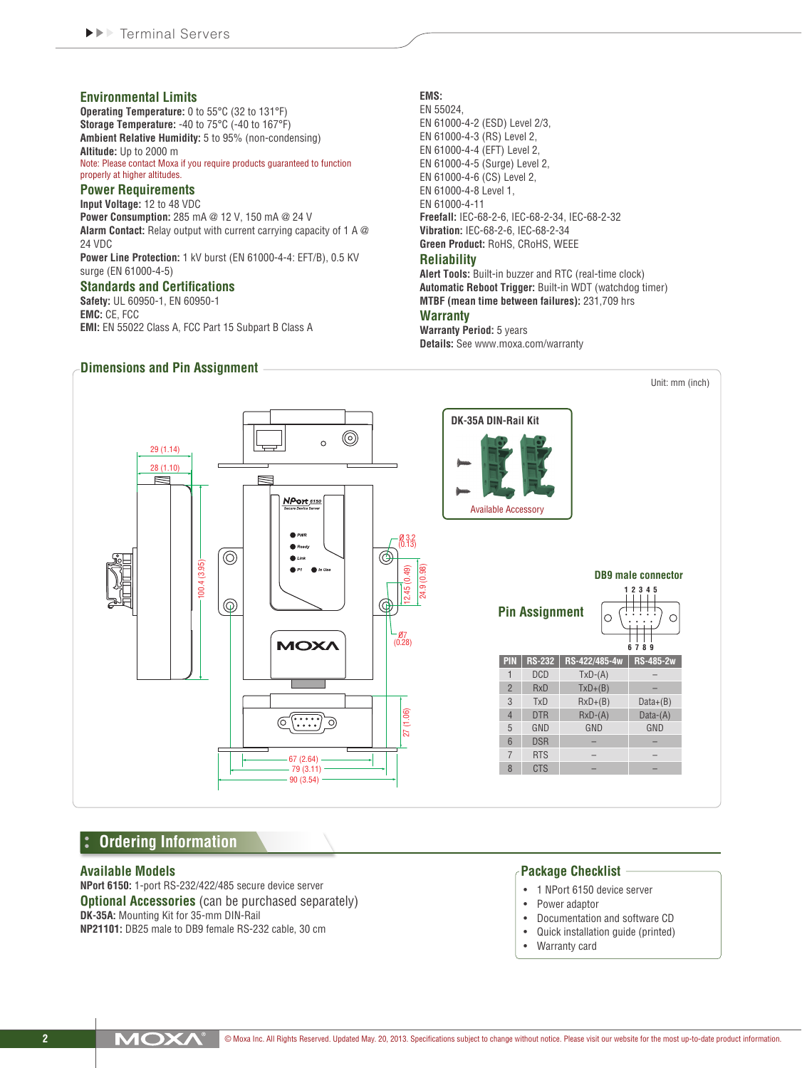## Environmental Limits

**Operating Temperature:** 0 to 55°C (32 to 131°F)
**Storage Temperature:** -40 to 75°C (-40 to 167°F)
**Ambient Relative Humidity:** 5 to 95% (non-condensing)
**Altitude:** Up to 2000 m
Note: Please contact Moxa if you require products guaranteed to function properly at higher altitudes.

## Power Requirements

**Input Voltage:** 12 to 48 VDC
**Power Consumption:** 285 mA @ 12 V, 150 mA @ 24 V
**Alarm Contact:** Relay output with current carrying capacity of 1 A @ 24 VDC
**Power Line Protection:** 1 kV burst (EN 61000-4-4: EFT/B), 0.5 KV surge (EN 61000-4-5)

## Standards and Certifications

**Safety:** UL 60950-1, EN 60950-1
**EMC:** CE, FCC
**EMI:** EN 55022 Class A, FCC Part 15 Subpart B Class A
**EMS:**
EN 55024,
EN 61000-4-2 (ESD) Level 2/3,
EN 61000-4-3 (RS) Level 2,
EN 61000-4-4 (EFT) Level 2,
EN 61000-4-5 (Surge) Level 2,
EN 61000-4-6 (CS) Level 2,
EN 61000-4-8 Level 1,
EN 61000-4-11
**Freefall:** IEC-68-2-6, IEC-68-2-34, IEC-68-2-32
**Vibration:** IEC-68-2-6, IEC-68-2-34
**Green Product:** RoHS, CRoHS, WEEE

## Reliability

**Alert Tools:** Built-in buzzer and RTC (real-time clock)
**Automatic Reboot Trigger:** Built-in WDT (watchdog timer)
**MTBF (mean time between failures):** 231,709 hrs

## Warranty

**Warranty Period:** 5 years
**Details:** See www.moxa.com/warranty

## Dimensions and Pin Assignment

Unit: mm (inch)

29 (1.14)
28 (1.10)
100.4 (3.95)
Ø3.2 (0.13)
12.45 (0.49)
24.9 (0.98)
Ø7 (0.28)
27 (1.06)
67 (2.64)
79 (3.11)
90 (3.54)

**DK-35A DIN-Rail Kit**

Available Accessory

### Pin Assignment

DB9 male connector

1 2 3 4 5
6 7 8 9

| PIN | RS-232 | RS-422/485-4w | RS-485-2w |
|---|---|---|---|
| 1 | DCD | TxD-(A) | – |
| 2 | RxD | TxD+(B) | – |
| 3 | TxD | RxD+(B) | Data+(B) |
| 4 | DTR | RxD-(A) | Data-(A) |
| 5 | GND | GND | GND |
| 6 | DSR | – | – |
| 7 | RTS | – | – |
| 8 | CTS | – | – |

# Ordering Information

## Available Models

**NPort 6150:** 1-port RS-232/422/485 secure device server

## Optional Accessories (can be purchased separately)

**DK-35A:** Mounting Kit for 35-mm DIN-Rail
**NP21101:** DB25 male to DB9 female RS-232 cable, 30 cm

## Package Checklist

- 1 NPort 6150 device server
- Power adaptor
- Documentation and software CD
- Quick installation guide (printed)
- Warranty card

© Moxa Inc. All Rights Reserved. Updated May. 20, 2013. Specifications subject to change without notice. Please visit our website for the most up-to-date product information.